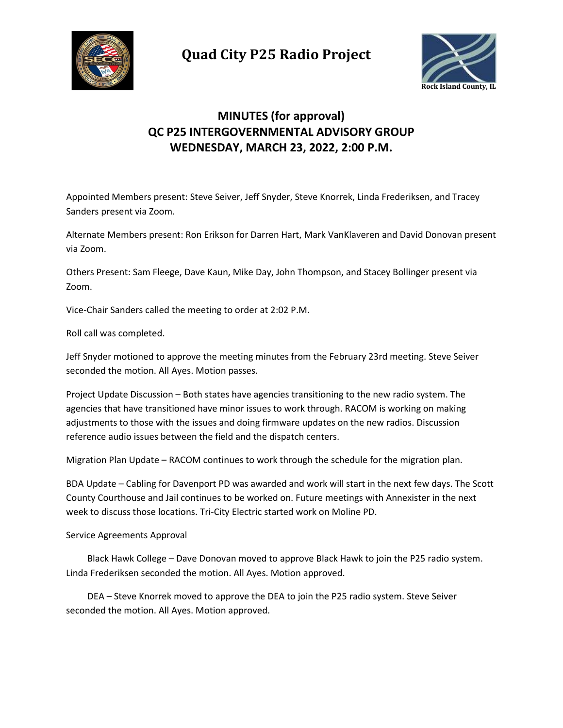# Quad City P25 Radio Project

Rock Island County, IL

## MINUTES (for approval)
## QC P25 INTERGOVERNMENTAL ADVISORY GROUP
## WEDNESDAY, MARCH 23, 2022, 2:00 P.M.

Appointed Members present: Steve Seiver, Jeff Snyder, Steve Knorrek, Linda Frederiksen, and Tracey Sanders present via Zoom.

Alternate Members present: Ron Erikson for Darren Hart, Mark VanKlaveren and David Donovan present via Zoom.

Others Present: Sam Fleege, Dave Kaun, Mike Day, John Thompson, and Stacey Bollinger present via Zoom.

Vice-Chair Sanders called the meeting to order at 2:02 P.M.

Roll call was completed.

Jeff Snyder motioned to approve the meeting minutes from the February 23rd meeting. Steve Seiver seconded the motion. All Ayes. Motion passes.

Project Update Discussion – Both states have agencies transitioning to the new radio system. The agencies that have transitioned have minor issues to work through. RACOM is working on making adjustments to those with the issues and doing firmware updates on the new radios. Discussion reference audio issues between the field and the dispatch centers.

Migration Plan Update – RACOM continues to work through the schedule for the migration plan.

BDA Update – Cabling for Davenport PD was awarded and work will start in the next few days. The Scott County Courthouse and Jail continues to be worked on. Future meetings with Annexister in the next week to discuss those locations. Tri-City Electric started work on Moline PD.

Service Agreements Approval

Black Hawk College – Dave Donovan moved to approve Black Hawk to join the P25 radio system. Linda Frederiksen seconded the motion. All Ayes. Motion approved.

DEA – Steve Knorrek moved to approve the DEA to join the P25 radio system. Steve Seiver seconded the motion. All Ayes. Motion approved.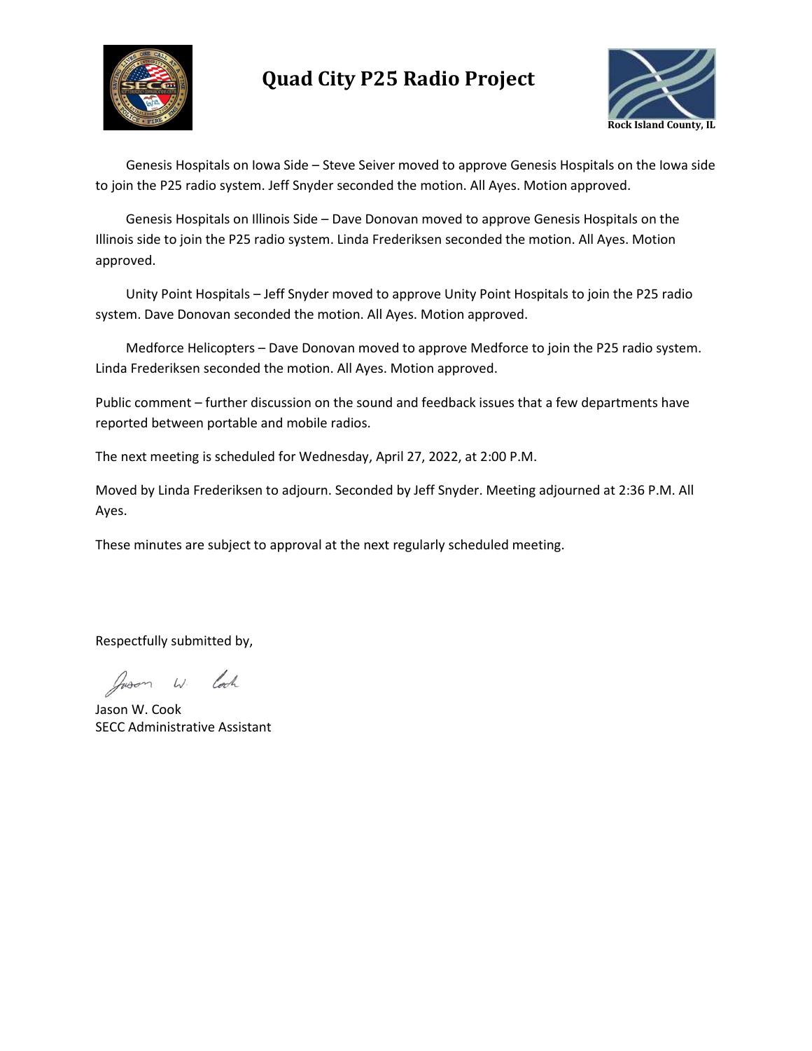# Quad City P25 Radio Project

Rock Island County, IL

Genesis Hospitals on Iowa Side – Steve Seiver moved to approve Genesis Hospitals on the Iowa side to join the P25 radio system. Jeff Snyder seconded the motion. All Ayes. Motion approved.

Genesis Hospitals on Illinois Side – Dave Donovan moved to approve Genesis Hospitals on the Illinois side to join the P25 radio system. Linda Frederiksen seconded the motion. All Ayes. Motion approved.

Unity Point Hospitals – Jeff Snyder moved to approve Unity Point Hospitals to join the P25 radio system. Dave Donovan seconded the motion. All Ayes. Motion approved.

Medforce Helicopters – Dave Donovan moved to approve Medforce to join the P25 radio system. Linda Frederiksen seconded the motion. All Ayes. Motion approved.

Public comment – further discussion on the sound and feedback issues that a few departments have reported between portable and mobile radios.

The next meeting is scheduled for Wednesday, April 27, 2022, at 2:00 P.M.

Moved by Linda Frederiksen to adjourn. Seconded by Jeff Snyder. Meeting adjourned at 2:36 P.M. All Ayes.

These minutes are subject to approval at the next regularly scheduled meeting.

Respectfully submitted by,

Jason W. Cook

Jason W. Cook
SECC Administrative Assistant